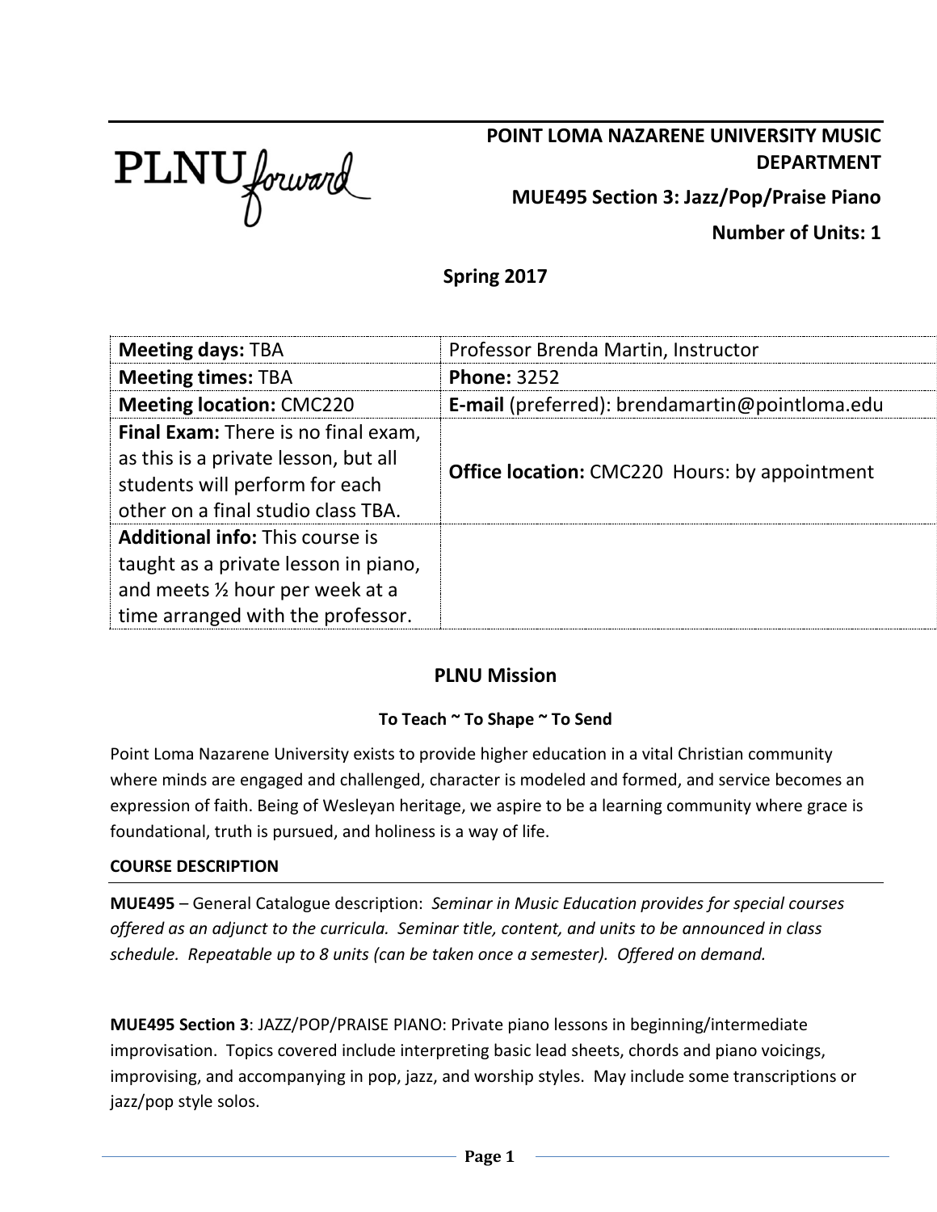PLNU forward

# POINT LOMA NAZARENE UNIVERSITY MUSIC DEPARTMENT

## MUE495 Section 3: Jazz/Pop/Praise Piano

**Number of Units: 1**

## Spring 2017

| | |
|---|---|
| **Meeting days:** TBA | Professor Brenda Martin, Instructor |
| **Meeting times:** TBA | **Phone:** 3252 |
| **Meeting location:** CMC220 | **E-mail** (preferred): brendamartin@pointloma.edu |
| **Final Exam:** There is no final exam, as this is a private lesson, but all students will perform for each other on a final studio class TBA. | **Office location:** CMC220 Hours: by appointment |
| **Additional info:** This course is taught as a private lesson in piano, and meets ½ hour per week at a time arranged with the professor. | |

## PLNU Mission

### To Teach ~ To Shape ~ To Send

Point Loma Nazarene University exists to provide higher education in a vital Christian community where minds are engaged and challenged, character is modeled and formed, and service becomes an expression of faith. Being of Wesleyan heritage, we aspire to be a learning community where grace is foundational, truth is pursued, and holiness is a way of life.

### COURSE DESCRIPTION

**MUE495** – General Catalogue description: *Seminar in Music Education provides for special courses offered as an adjunct to the curricula. Seminar title, content, and units to be announced in class schedule. Repeatable up to 8 units (can be taken once a semester). Offered on demand.*

**MUE495 Section 3**: JAZZ/POP/PRAISE PIANO: Private piano lessons in beginning/intermediate improvisation. Topics covered include interpreting basic lead sheets, chords and piano voicings, improvising, and accompanying in pop, jazz, and worship styles. May include some transcriptions or jazz/pop style solos.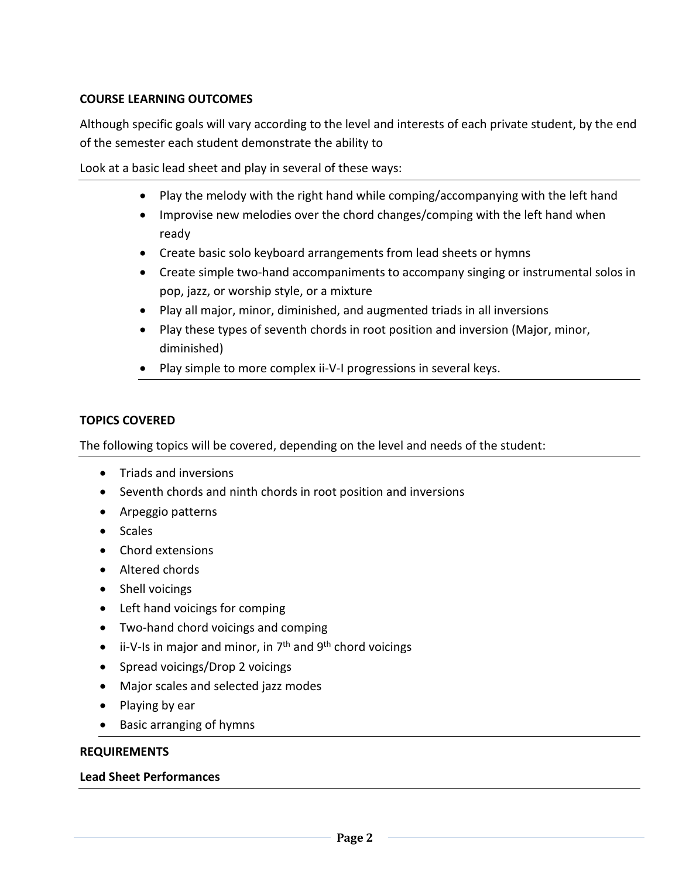**COURSE LEARNING OUTCOMES**

Although specific goals will vary according to the level and interests of each private student, by the end of the semester each student demonstrate the ability to

Look at a basic lead sheet and play in several of these ways:

- Play the melody with the right hand while comping/accompanying with the left hand
- Improvise new melodies over the chord changes/comping with the left hand when ready
- Create basic solo keyboard arrangements from lead sheets or hymns
- Create simple two-hand accompaniments to accompany singing or instrumental solos in pop, jazz, or worship style, or a mixture
- Play all major, minor, diminished, and augmented triads in all inversions
- Play these types of seventh chords in root position and inversion (Major, minor, diminished)
- Play simple to more complex ii-V-I progressions in several keys.

**TOPICS COVERED**

The following topics will be covered, depending on the level and needs of the student:

- Triads and inversions
- Seventh chords and ninth chords in root position and inversions
- Arpeggio patterns
- Scales
- Chord extensions
- Altered chords
- Shell voicings
- Left hand voicings for comping
- Two-hand chord voicings and comping
- ii-V-Is in major and minor, in 7th and 9th chord voicings
- Spread voicings/Drop 2 voicings
- Major scales and selected jazz modes
- Playing by ear
- Basic arranging of hymns

**REQUIREMENTS**

**Lead Sheet Performances**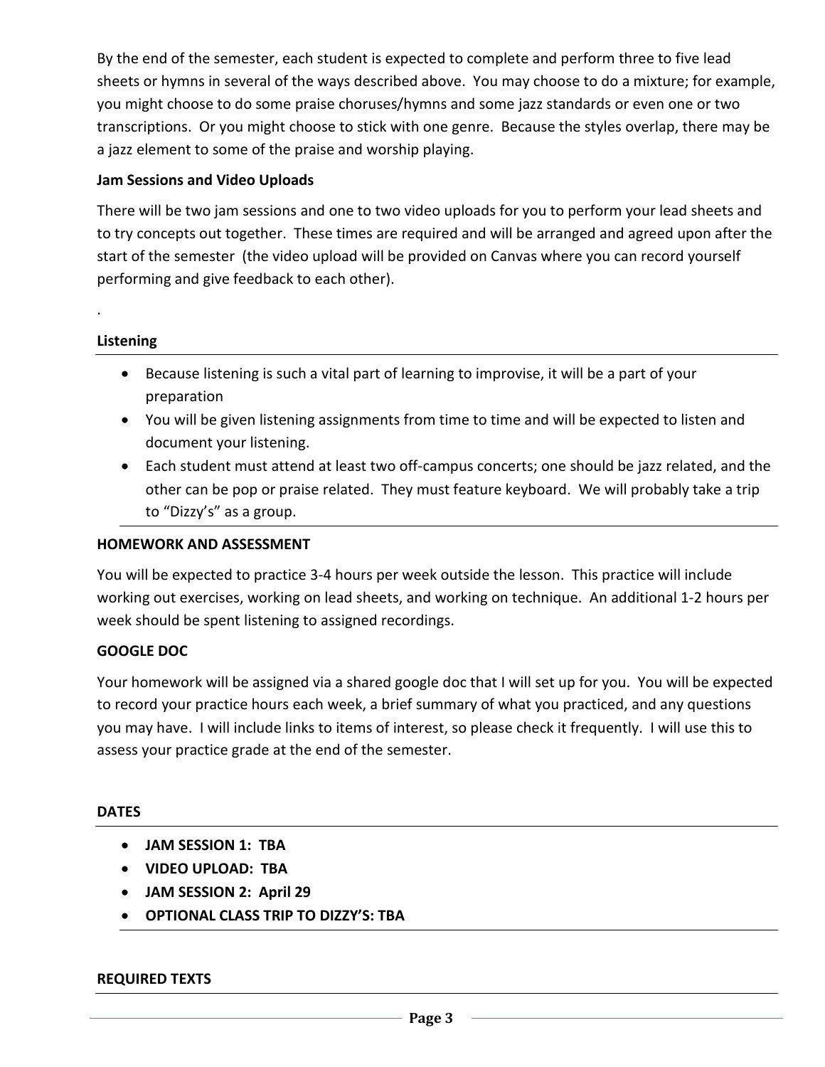By the end of the semester, each student is expected to complete and perform three to five lead sheets or hymns in several of the ways described above. You may choose to do a mixture; for example, you might choose to do some praise choruses/hymns and some jazz standards or even one or two transcriptions. Or you might choose to stick with one genre. Because the styles overlap, there may be a jazz element to some of the praise and worship playing.

**Jam Sessions and Video Uploads**

There will be two jam sessions and one to two video uploads for you to perform your lead sheets and to try concepts out together. These times are required and will be arranged and agreed upon after the start of the semester (the video upload will be provided on Canvas where you can record yourself performing and give feedback to each other).

.

**Listening**

- Because listening is such a vital part of learning to improvise, it will be a part of your preparation
- You will be given listening assignments from time to time and will be expected to listen and document your listening.
- Each student must attend at least two off-campus concerts; one should be jazz related, and the other can be pop or praise related. They must feature keyboard. We will probably take a trip to "Dizzy's" as a group.

**HOMEWORK AND ASSESSMENT**

You will be expected to practice 3-4 hours per week outside the lesson. This practice will include working out exercises, working on lead sheets, and working on technique. An additional 1-2 hours per week should be spent listening to assigned recordings.

**GOOGLE DOC**

Your homework will be assigned via a shared google doc that I will set up for you. You will be expected to record your practice hours each week, a brief summary of what you practiced, and any questions you may have. I will include links to items of interest, so please check it frequently. I will use this to assess your practice grade at the end of the semester.

**DATES**

- **JAM SESSION 1: TBA**
- **VIDEO UPLOAD: TBA**
- **JAM SESSION 2: April 29**
- **OPTIONAL CLASS TRIP TO DIZZY'S: TBA**

**REQUIRED TEXTS**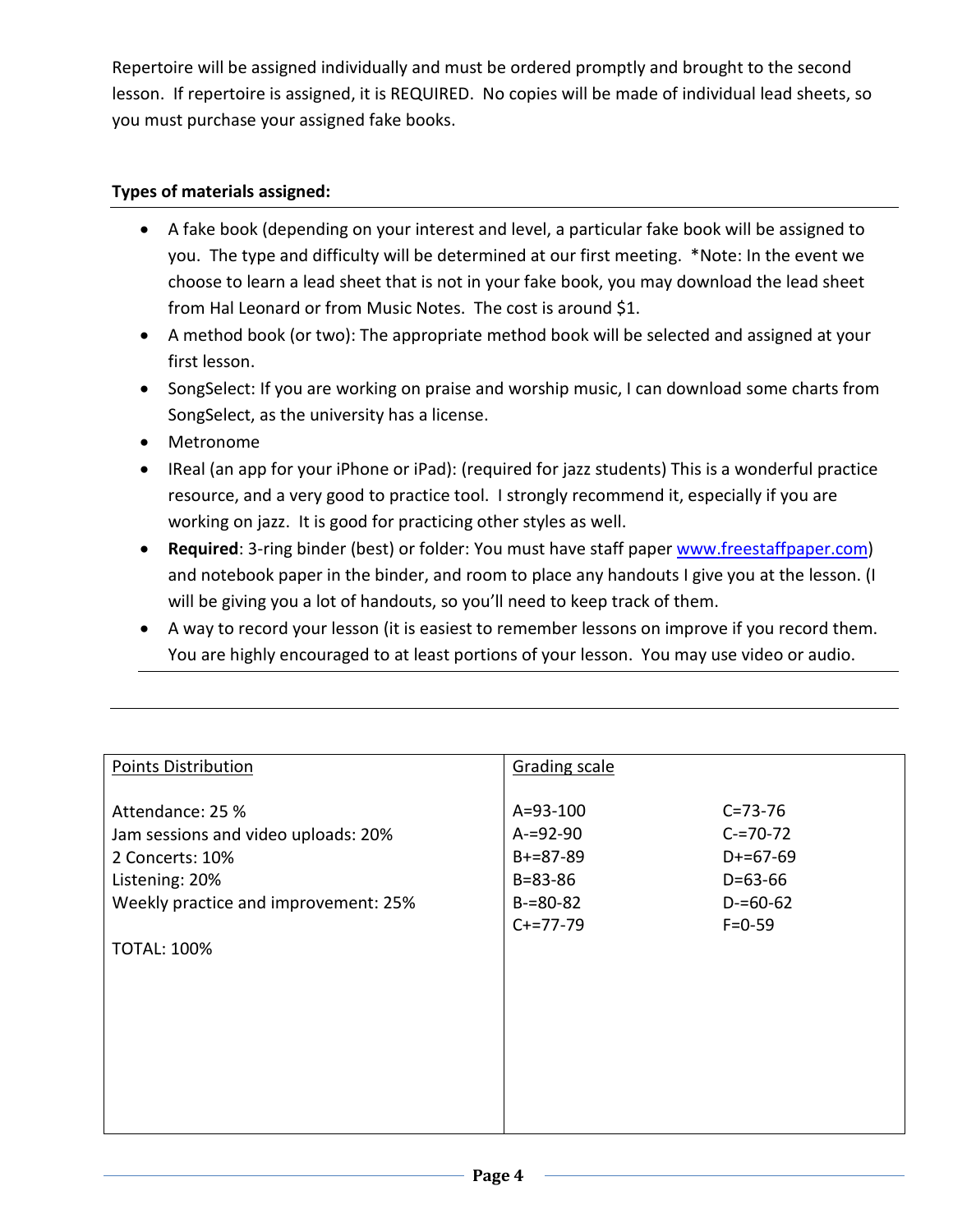Repertoire will be assigned individually and must be ordered promptly and brought to the second lesson. If repertoire is assigned, it is REQUIRED. No copies will be made of individual lead sheets, so you must purchase your assigned fake books.

**Types of materials assigned:**

- A fake book (depending on your interest and level, a particular fake book will be assigned to you. The type and difficulty will be determined at our first meeting. *Note: In the event we choose to learn a lead sheet that is not in your fake book, you may download the lead sheet from Hal Leonard or from Music Notes. The cost is around $1.
- A method book (or two): The appropriate method book will be selected and assigned at your first lesson.
- SongSelect: If you are working on praise and worship music, I can download some charts from SongSelect, as the university has a license.
- Metronome
- IReal (an app for your iPhone or iPad): (required for jazz students) This is a wonderful practice resource, and a very good to practice tool. I strongly recommend it, especially if you are working on jazz. It is good for practicing other styles as well.
- **Required**: 3-ring binder (best) or folder: You must have staff paper www.freestaffpaper.com) and notebook paper in the binder, and room to place any handouts I give you at the lesson. (I will be giving you a lot of handouts, so you'll need to keep track of them.
- A way to record your lesson (it is easiest to remember lessons on improve if you record them. You are highly encouraged to at least portions of your lesson. You may use video or audio.

| Points Distribution | Grading scale | |
|---|---|---|
| Attendance: 25 % | A=93-100 | C=73-76 |
| Jam sessions and video uploads: 20% | A-=92-90 | C-=70-72 |
| 2 Concerts: 10% | B+=87-89 | D+=67-69 |
| Listening: 20% | B=83-86 | D=63-66 |
| Weekly practice and improvement: 25% | B-=80-82 | D-=60-62 |
| | C+=77-79 | F=0-59 |
| TOTAL: 100% | | |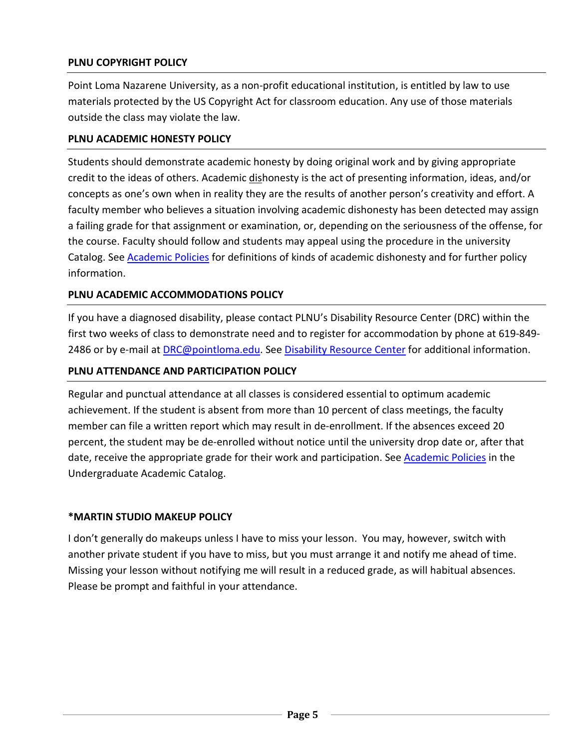#### PLNU COPYRIGHT POLICY

Point Loma Nazarene University, as a non-profit educational institution, is entitled by law to use materials protected by the US Copyright Act for classroom education. Any use of those materials outside the class may violate the law.

#### PLNU ACADEMIC HONESTY POLICY

Students should demonstrate academic honesty by doing original work and by giving appropriate credit to the ideas of others. Academic dishonesty is the act of presenting information, ideas, and/or concepts as one's own when in reality they are the results of another person's creativity and effort. A faculty member who believes a situation involving academic dishonesty has been detected may assign a failing grade for that assignment or examination, or, depending on the seriousness of the offense, for the course. Faculty should follow and students may appeal using the procedure in the university Catalog. See Academic Policies for definitions of kinds of academic dishonesty and for further policy information.

#### PLNU ACADEMIC ACCOMMODATIONS POLICY

If you have a diagnosed disability, please contact PLNU's Disability Resource Center (DRC) within the first two weeks of class to demonstrate need and to register for accommodation by phone at 619-849-2486 or by e-mail at DRC@pointloma.edu. See Disability Resource Center for additional information.

#### PLNU ATTENDANCE AND PARTICIPATION POLICY

Regular and punctual attendance at all classes is considered essential to optimum academic achievement. If the student is absent from more than 10 percent of class meetings, the faculty member can file a written report which may result in de-enrollment. If the absences exceed 20 percent, the student may be de-enrolled without notice until the university drop date or, after that date, receive the appropriate grade for their work and participation. See Academic Policies in the Undergraduate Academic Catalog.

#### *MARTIN STUDIO MAKEUP POLICY

I don't generally do makeups unless I have to miss your lesson. You may, however, switch with another private student if you have to miss, but you must arrange it and notify me ahead of time. Missing your lesson without notifying me will result in a reduced grade, as will habitual absences. Please be prompt and faithful in your attendance.